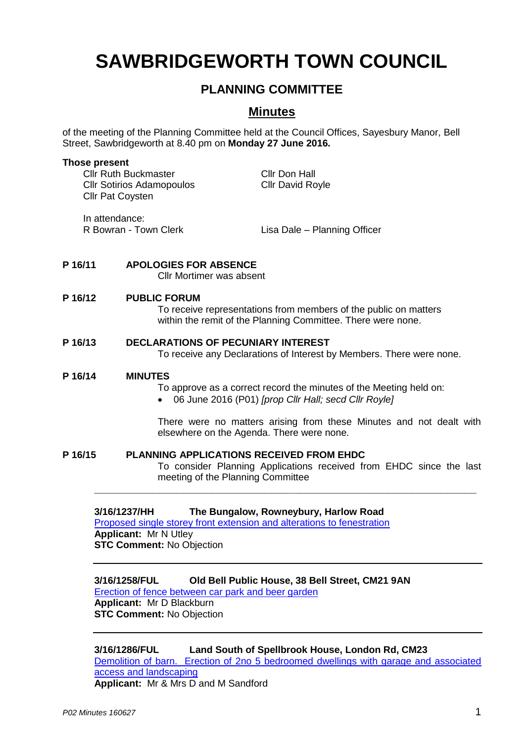# SAWBRIDGEWORTH TOWN COUNCIL

## PLANNING COMMITTEE

## Minutes

of the meeting of the Planning Committee held at the Council Offices, Sayesbury Manor, Bell Street, Sawbridgeworth at 8.40 pm on **Monday 27 June 2016.**

**Those present**

Cllr Ruth Buckmaster
Cllr Sotirios Adamopoulos
Cllr Pat Coysten
Cllr Don Hall
Cllr David Royle

In attendance:
R Bowran - Town Clerk
Lisa Dale – Planning Officer

**P 16/11 APOLOGIES FOR ABSENCE**

Cllr Mortimer was absent

**P 16/12 PUBLIC FORUM**

To receive representations from members of the public on matters within the remit of the Planning Committee. There were none.

**P 16/13 DECLARATIONS OF PECUNIARY INTEREST**

To receive any Declarations of Interest by Members. There were none.

**P 16/14 MINUTES**

To approve as a correct record the minutes of the Meeting held on:

- 06 June 2016 (P01) *[prop Cllr Hall; secd Cllr Royle]*

There were no matters arising from these Minutes and not dealt with elsewhere on the Agenda. There were none.

**P 16/15 PLANNING APPLICATIONS RECEIVED FROM EHDC**

To consider Planning Applications received from EHDC since the last meeting of the Planning Committee

---

**3/16/1237/HH The Bungalow, Rowneybury, Harlow Road**

Proposed single storey front extension and alterations to fenestration

**Applicant:** Mr N Utley

**STC Comment:** No Objection

---

**3/16/1258/FUL Old Bell Public House, 38 Bell Street, CM21 9AN**

Erection of fence between car park and beer garden

**Applicant:** Mr D Blackburn

**STC Comment:** No Objection

---

**3/16/1286/FUL Land South of Spellbrook House, London Rd, CM23**

Demolition of barn. Erection of 2no 5 bedroomed dwellings with garage and associated access and landscaping

**Applicant:** Mr & Mrs D and M Sandford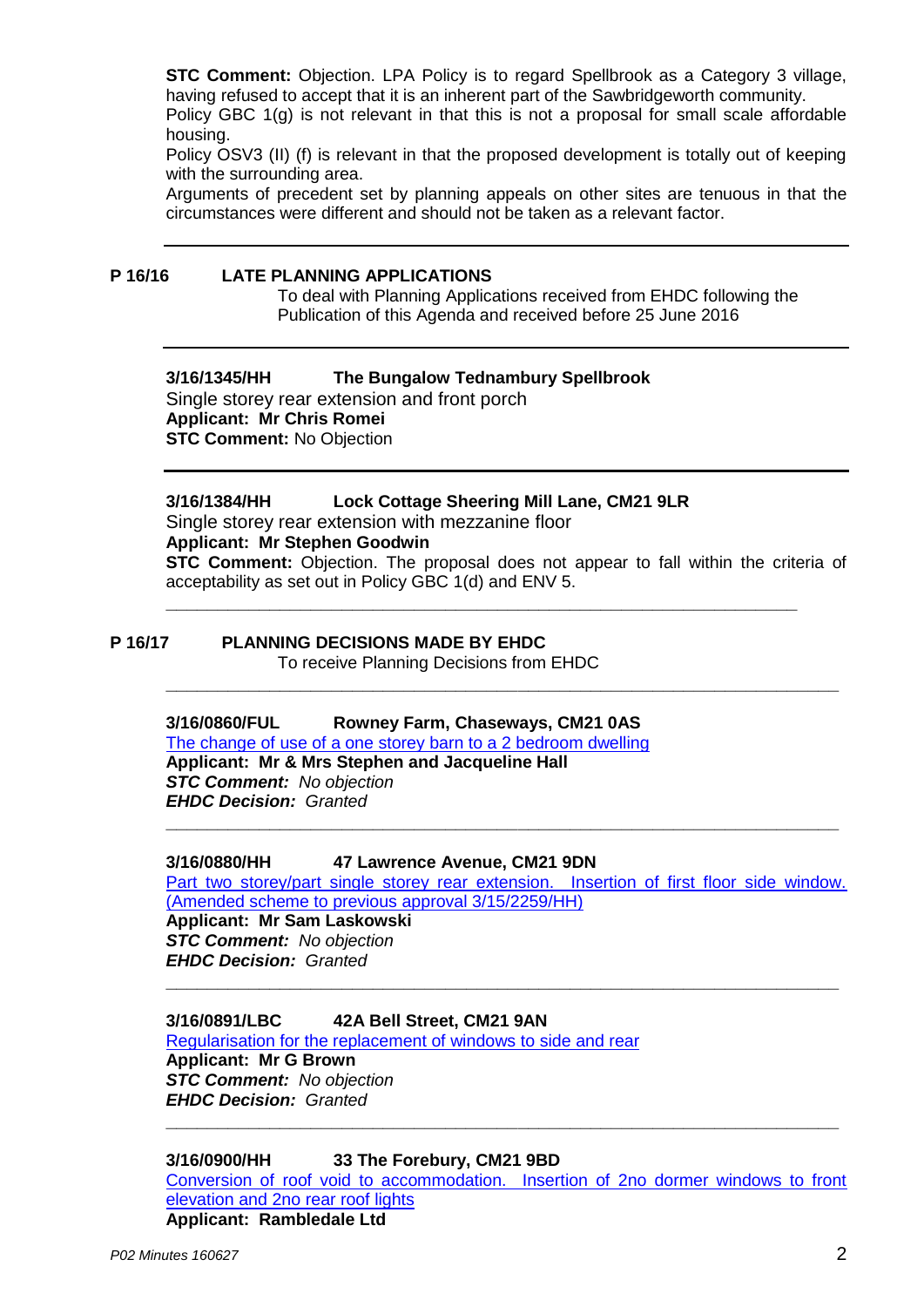**STC Comment:** Objection. LPA Policy is to regard Spellbrook as a Category 3 village, having refused to accept that it is an inherent part of the Sawbridgeworth community.
Policy GBC 1(g) is not relevant in that this is not a proposal for small scale affordable housing.
Policy OSV3 (II) (f) is relevant in that the proposed development is totally out of keeping with the surrounding area.
Arguments of precedent set by planning appeals on other sites are tenuous in that the circumstances were different and should not be taken as a relevant factor.

---

## P 16/16 LATE PLANNING APPLICATIONS

To deal with Planning Applications received from EHDC following the Publication of this Agenda and received before 25 June 2016

---

**3/16/1345/HH The Bungalow Tednambury Spellbrook**
Single storey rear extension and front porch
**Applicant: Mr Chris Romei**
**STC Comment:** No Objection

---

**3/16/1384/HH Lock Cottage Sheering Mill Lane, CM21 9LR**
Single storey rear extension with mezzanine floor
**Applicant: Mr Stephen Goodwin**
**STC Comment:** Objection. The proposal does not appear to fall within the criteria of acceptability as set out in Policy GBC 1(d) and ENV 5.

---

## P 16/17 PLANNING DECISIONS MADE BY EHDC

To receive Planning Decisions from EHDC

---

**3/16/0860/FUL Rowney Farm, Chaseways, CM21 0AS**
The change of use of a one storey barn to a 2 bedroom dwelling
**Applicant: Mr & Mrs Stephen and Jacqueline Hall**
***STC Comment:*** *No objection*
***EHDC Decision:*** *Granted*

---

**3/16/0880/HH 47 Lawrence Avenue, CM21 9DN**
Part two storey/part single storey rear extension. Insertion of first floor side window. (Amended scheme to previous approval 3/15/2259/HH)
**Applicant: Mr Sam Laskowski**
***STC Comment:*** *No objection*
***EHDC Decision:*** *Granted*

---

**3/16/0891/LBC 42A Bell Street, CM21 9AN**
Regularisation for the replacement of windows to side and rear
**Applicant: Mr G Brown**
***STC Comment:*** *No objection*
***EHDC Decision:*** *Granted*

---

**3/16/0900/HH 33 The Forebury, CM21 9BD**
Conversion of roof void to accommodation. Insertion of 2no dormer windows to front elevation and 2no rear roof lights
**Applicant: Rambledale Ltd**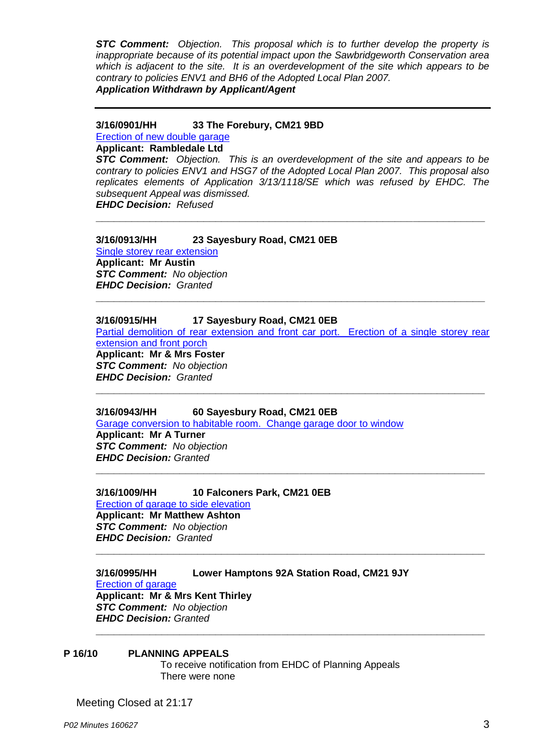***STC Comment:*** *Objection. This proposal which is to further develop the property is inappropriate because of its potential impact upon the Sawbridgeworth Conservation area which is adjacent to the site. It is an overdevelopment of the site which appears to be contrary to policies ENV1 and BH6 of the Adopted Local Plan 2007.*
***Application Withdrawn by Applicant/Agent***

---

**3/16/0901/HH 33 The Forebury, CM21 9BD**
Erection of new double garage
**Applicant: Rambledale Ltd**
***STC Comment:*** *Objection. This is an overdevelopment of the site and appears to be contrary to policies ENV1 and HSG7 of the Adopted Local Plan 2007. This proposal also replicates elements of Application 3/13/1118/SE which was refused by EHDC. The subsequent Appeal was dismissed.*
***EHDC Decision:*** *Refused*

---

**3/16/0913/HH 23 Sayesbury Road, CM21 0EB**
Single storey rear extension
**Applicant: Mr Austin**
***STC Comment:*** *No objection*
***EHDC Decision:*** *Granted*

---

**3/16/0915/HH 17 Sayesbury Road, CM21 0EB**
Partial demolition of rear extension and front car port. Erection of a single storey rear extension and front porch
**Applicant: Mr & Mrs Foster**
***STC Comment:*** *No objection*
***EHDC Decision:*** *Granted*

---

**3/16/0943/HH 60 Sayesbury Road, CM21 0EB**
Garage conversion to habitable room. Change garage door to window
**Applicant: Mr A Turner**
***STC Comment:*** *No objection*
***EHDC Decision:*** *Granted*

---

**3/16/1009/HH 10 Falconers Park, CM21 0EB**
Erection of garage to side elevation
**Applicant: Mr Matthew Ashton**
***STC Comment:*** *No objection*
***EHDC Decision:*** *Granted*

---

**3/16/0995/HH Lower Hamptons 92A Station Road, CM21 9JY**
Erection of garage
**Applicant: Mr & Mrs Kent Thirley**
***STC Comment:*** *No objection*
***EHDC Decision:*** *Granted*

---

**P 16/10 PLANNING APPEALS**

To receive notification from EHDC of Planning Appeals
There were none

Meeting Closed at 21:17

*P02 Minutes 160627*